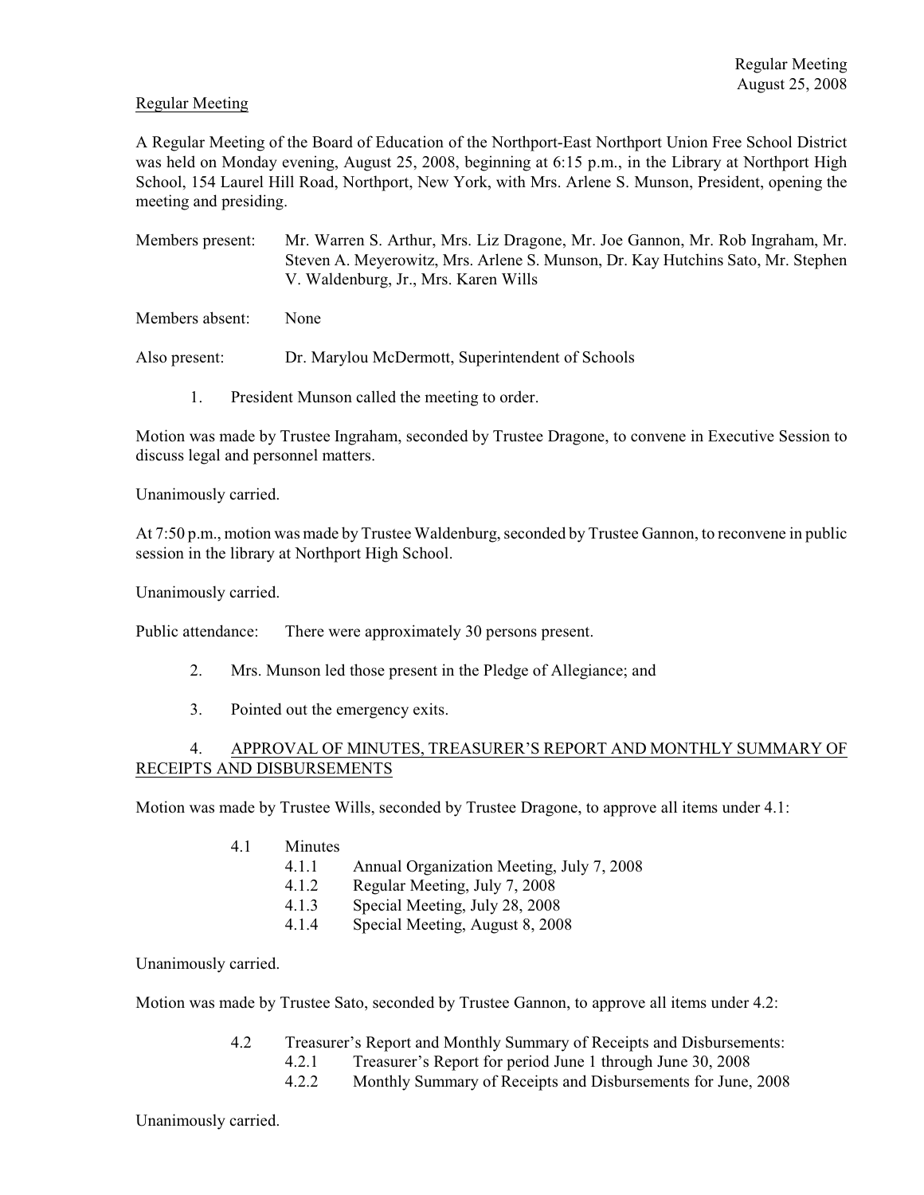Regular Meeting

A Regular Meeting of the Board of Education of the Northport-East Northport Union Free School District was held on Monday evening, August 25, 2008, beginning at 6:15 p.m., in the Library at Northport High School, 154 Laurel Hill Road, Northport, New York, with Mrs. Arlene S. Munson, President, opening the meeting and presiding.

| | |
|---|---|
| Members present: | Mr. Warren S. Arthur, Mrs. Liz Dragone, Mr. Joe Gannon, Mr. Rob Ingraham, Mr. Steven A. Meyerowitz, Mrs. Arlene S. Munson, Dr. Kay Hutchins Sato, Mr. Stephen V. Waldenburg, Jr., Mrs. Karen Wills |
| Members absent: | None |
| Also present: | Dr. Marylou McDermott, Superintendent of Schools |

1. President Munson called the meeting to order.

Motion was made by Trustee Ingraham, seconded by Trustee Dragone, to convene in Executive Session to discuss legal and personnel matters.

Unanimously carried.

At 7:50 p.m., motion was made by Trustee Waldenburg, seconded by Trustee Gannon, to reconvene in public session in the library at Northport High School.

Unanimously carried.

Public attendance: There were approximately 30 persons present.

2. Mrs. Munson led those present in the Pledge of Allegiance; and

3. Pointed out the emergency exits.

4. APPROVAL OF MINUTES, TREASURER'S REPORT AND MONTHLY SUMMARY OF RECEIPTS AND DISBURSEMENTS

Motion was made by Trustee Wills, seconded by Trustee Dragone, to approve all items under 4.1:

- 4.1 Minutes
  - 4.1.1 Annual Organization Meeting, July 7, 2008
  - 4.1.2 Regular Meeting, July 7, 2008
  - 4.1.3 Special Meeting, July 28, 2008
  - 4.1.4 Special Meeting, August 8, 2008

Unanimously carried.

Motion was made by Trustee Sato, seconded by Trustee Gannon, to approve all items under 4.2:

- 4.2 Treasurer's Report and Monthly Summary of Receipts and Disbursements:
  - 4.2.1 Treasurer's Report for period June 1 through June 30, 2008
  - 4.2.2 Monthly Summary of Receipts and Disbursements for June, 2008

Unanimously carried.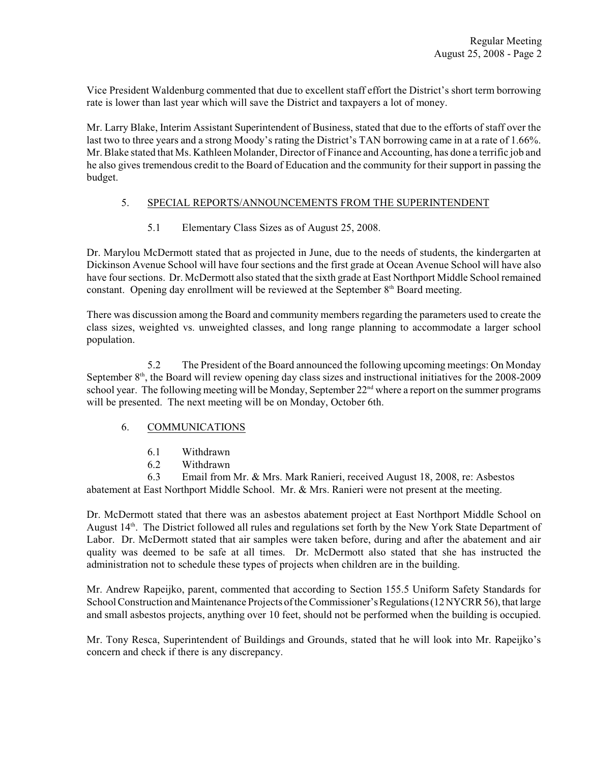Vice President Waldenburg commented that due to excellent staff effort the District's short term borrowing rate is lower than last year which will save the District and taxpayers a lot of money.

Mr. Larry Blake, Interim Assistant Superintendent of Business, stated that due to the efforts of staff over the last two to three years and a strong Moody's rating the District's TAN borrowing came in at a rate of 1.66%. Mr. Blake stated that Ms. Kathleen Molander, Director of Finance and Accounting, has done a terrific job and he also gives tremendous credit to the Board of Education and the community for their support in passing the budget.

5. SPECIAL REPORTS/ANNOUNCEMENTS FROM THE SUPERINTENDENT

5.1 Elementary Class Sizes as of August 25, 2008.

Dr. Marylou McDermott stated that as projected in June, due to the needs of students, the kindergarten at Dickinson Avenue School will have four sections and the first grade at Ocean Avenue School will have also have four sections. Dr. McDermott also stated that the sixth grade at East Northport Middle School remained constant. Opening day enrollment will be reviewed at the September 8th Board meeting.

There was discussion among the Board and community members regarding the parameters used to create the class sizes, weighted vs. unweighted classes, and long range planning to accommodate a larger school population.

5.2 The President of the Board announced the following upcoming meetings: On Monday September 8th, the Board will review opening day class sizes and instructional initiatives for the 2008-2009 school year. The following meeting will be Monday, September 22nd where a report on the summer programs will be presented. The next meeting will be on Monday, October 6th.

6. COMMUNICATIONS

6.1 Withdrawn

6.2 Withdrawn

6.3 Email from Mr. & Mrs. Mark Ranieri, received August 18, 2008, re: Asbestos abatement at East Northport Middle School. Mr. & Mrs. Ranieri were not present at the meeting.

Dr. McDermott stated that there was an asbestos abatement project at East Northport Middle School on August 14th. The District followed all rules and regulations set forth by the New York State Department of Labor. Dr. McDermott stated that air samples were taken before, during and after the abatement and air quality was deemed to be safe at all times. Dr. McDermott also stated that she has instructed the administration not to schedule these types of projects when children are in the building.

Mr. Andrew Rapeijko, parent, commented that according to Section 155.5 Uniform Safety Standards for School Construction and Maintenance Projects of the Commissioner's Regulations (12 NYCRR 56), that large and small asbestos projects, anything over 10 feet, should not be performed when the building is occupied.

Mr. Tony Resca, Superintendent of Buildings and Grounds, stated that he will look into Mr. Rapeijko's concern and check if there is any discrepancy.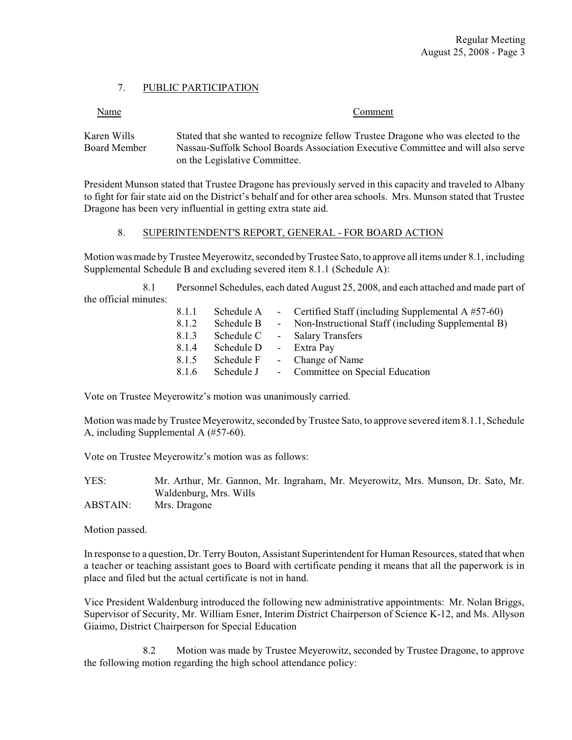## 7. PUBLIC PARTICIPATION

| Name | Comment |
| --- | --- |
| Karen Wills<br>Board Member | Stated that she wanted to recognize fellow Trustee Dragone who was elected to the Nassau-Suffolk School Boards Association Executive Committee and will also serve on the Legislative Committee. |

President Munson stated that Trustee Dragone has previously served in this capacity and traveled to Albany to fight for fair state aid on the District's behalf and for other area schools. Mrs. Munson stated that Trustee Dragone has been very influential in getting extra state aid.

## 8. SUPERINTENDENT'S REPORT, GENERAL - FOR BOARD ACTION

Motion was made by Trustee Meyerowitz, seconded by Trustee Sato, to approve all items under 8.1, including Supplemental Schedule B and excluding severed item 8.1.1 (Schedule A):

8.1 Personnel Schedules, each dated August 25, 2008, and each attached and made part of the official minutes:

| | | | |
| --- | --- | --- | --- |
| 8.1.1 | Schedule A | - | Certified Staff (including Supplemental A #57-60) |
| 8.1.2 | Schedule B | - | Non-Instructional Staff (including Supplemental B) |
| 8.1.3 | Schedule C | - | Salary Transfers |
| 8.1.4 | Schedule D | - | Extra Pay |
| 8.1.5 | Schedule F | - | Change of Name |
| 8.1.6 | Schedule J | - | Committee on Special Education |

Vote on Trustee Meyerowitz's motion was unanimously carried.

Motion was made by Trustee Meyerowitz, seconded by Trustee Sato, to approve severed item 8.1.1, Schedule A, including Supplemental A (#57-60).

Vote on Trustee Meyerowitz's motion was as follows:

YES: Mr. Arthur, Mr. Gannon, Mr. Ingraham, Mr. Meyerowitz, Mrs. Munson, Dr. Sato, Mr. Waldenburg, Mrs. Wills

ABSTAIN: Mrs. Dragone

Motion passed.

In response to a question, Dr. Terry Bouton, Assistant Superintendent for Human Resources, stated that when a teacher or teaching assistant goes to Board with certificate pending it means that all the paperwork is in place and filed but the actual certificate is not in hand.

Vice President Waldenburg introduced the following new administrative appointments: Mr. Nolan Briggs, Supervisor of Security, Mr. William Esner, Interim District Chairperson of Science K-12, and Ms. Allyson Giaimo, District Chairperson for Special Education

8.2 Motion was made by Trustee Meyerowitz, seconded by Trustee Dragone, to approve the following motion regarding the high school attendance policy: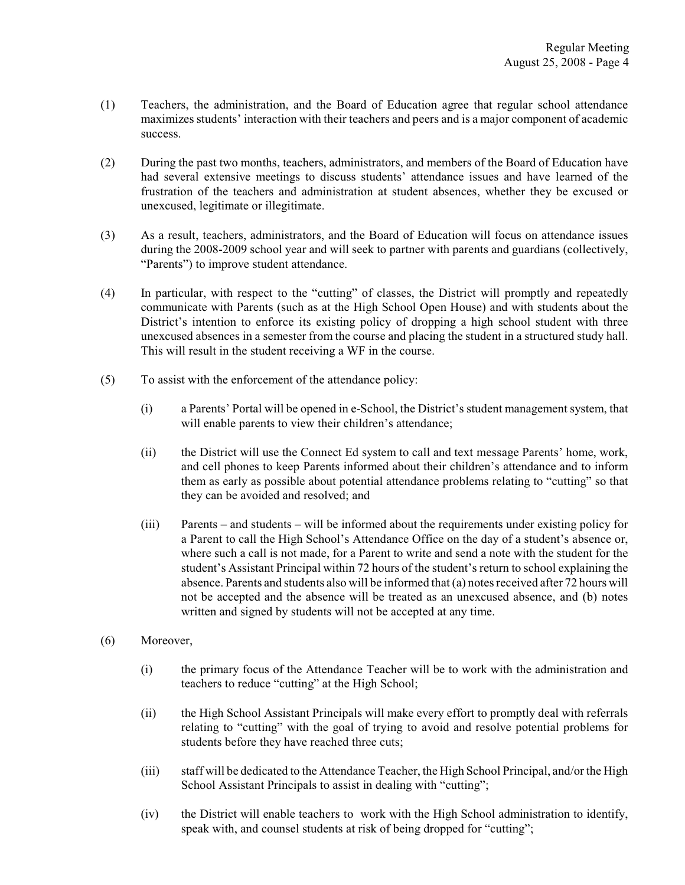(1) Teachers, the administration, and the Board of Education agree that regular school attendance maximizes students' interaction with their teachers and peers and is a major component of academic success.

(2) During the past two months, teachers, administrators, and members of the Board of Education have had several extensive meetings to discuss students' attendance issues and have learned of the frustration of the teachers and administration at student absences, whether they be excused or unexcused, legitimate or illegitimate.

(3) As a result, teachers, administrators, and the Board of Education will focus on attendance issues during the 2008-2009 school year and will seek to partner with parents and guardians (collectively, "Parents") to improve student attendance.

(4) In particular, with respect to the "cutting" of classes, the District will promptly and repeatedly communicate with Parents (such as at the High School Open House) and with students about the District's intention to enforce its existing policy of dropping a high school student with three unexcused absences in a semester from the course and placing the student in a structured study hall. This will result in the student receiving a WF in the course.

(5) To assist with the enforcement of the attendance policy:

   (i) a Parents' Portal will be opened in e-School, the District's student management system, that will enable parents to view their children's attendance;

   (ii) the District will use the Connect Ed system to call and text message Parents' home, work, and cell phones to keep Parents informed about their children's attendance and to inform them as early as possible about potential attendance problems relating to "cutting" so that they can be avoided and resolved; and

   (iii) Parents – and students – will be informed about the requirements under existing policy for a Parent to call the High School's Attendance Office on the day of a student's absence or, where such a call is not made, for a Parent to write and send a note with the student for the student's Assistant Principal within 72 hours of the student's return to school explaining the absence. Parents and students also will be informed that (a) notes received after 72 hours will not be accepted and the absence will be treated as an unexcused absence, and (b) notes written and signed by students will not be accepted at any time.

(6) Moreover,

   (i) the primary focus of the Attendance Teacher will be to work with the administration and teachers to reduce "cutting" at the High School;

   (ii) the High School Assistant Principals will make every effort to promptly deal with referrals relating to "cutting" with the goal of trying to avoid and resolve potential problems for students before they have reached three cuts;

   (iii) staff will be dedicated to the Attendance Teacher, the High School Principal, and/or the High School Assistant Principals to assist in dealing with "cutting";

   (iv) the District will enable teachers to work with the High School administration to identify, speak with, and counsel students at risk of being dropped for "cutting";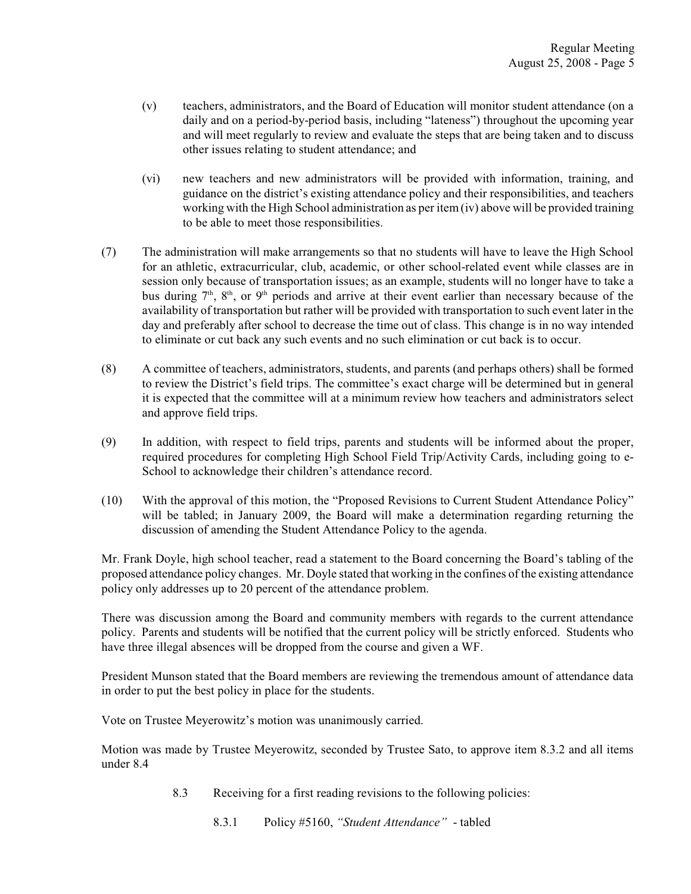(v) teachers, administrators, and the Board of Education will monitor student attendance (on a daily and on a period-by-period basis, including "lateness") throughout the upcoming year and will meet regularly to review and evaluate the steps that are being taken and to discuss other issues relating to student attendance; and

(vi) new teachers and new administrators will be provided with information, training, and guidance on the district's existing attendance policy and their responsibilities, and teachers working with the High School administration as per item (iv) above will be provided training to be able to meet those responsibilities.

(7) The administration will make arrangements so that no students will have to leave the High School for an athletic, extracurricular, club, academic, or other school-related event while classes are in session only because of transportation issues; as an example, students will no longer have to take a bus during 7th, 8th, or 9th periods and arrive at their event earlier than necessary because of the availability of transportation but rather will be provided with transportation to such event later in the day and preferably after school to decrease the time out of class. This change is in no way intended to eliminate or cut back any such events and no such elimination or cut back is to occur.

(8) A committee of teachers, administrators, students, and parents (and perhaps others) shall be formed to review the District's field trips. The committee's exact charge will be determined but in general it is expected that the committee will at a minimum review how teachers and administrators select and approve field trips.

(9) In addition, with respect to field trips, parents and students will be informed about the proper, required procedures for completing High School Field Trip/Activity Cards, including going to e-School to acknowledge their children's attendance record.

(10) With the approval of this motion, the "Proposed Revisions to Current Student Attendance Policy" will be tabled; in January 2009, the Board will make a determination regarding returning the discussion of amending the Student Attendance Policy to the agenda.

Mr. Frank Doyle, high school teacher, read a statement to the Board concerning the Board's tabling of the proposed attendance policy changes. Mr. Doyle stated that working in the confines of the existing attendance policy only addresses up to 20 percent of the attendance problem.

There was discussion among the Board and community members with regards to the current attendance policy. Parents and students will be notified that the current policy will be strictly enforced. Students who have three illegal absences will be dropped from the course and given a WF.

President Munson stated that the Board members are reviewing the tremendous amount of attendance data in order to put the best policy in place for the students.

Vote on Trustee Meyerowitz's motion was unanimously carried.

Motion was made by Trustee Meyerowitz, seconded by Trustee Sato, to approve item 8.3.2 and all items under 8.4

8.3 Receiving for a first reading revisions to the following policies:

8.3.1 Policy #5160, *"Student Attendance"* - tabled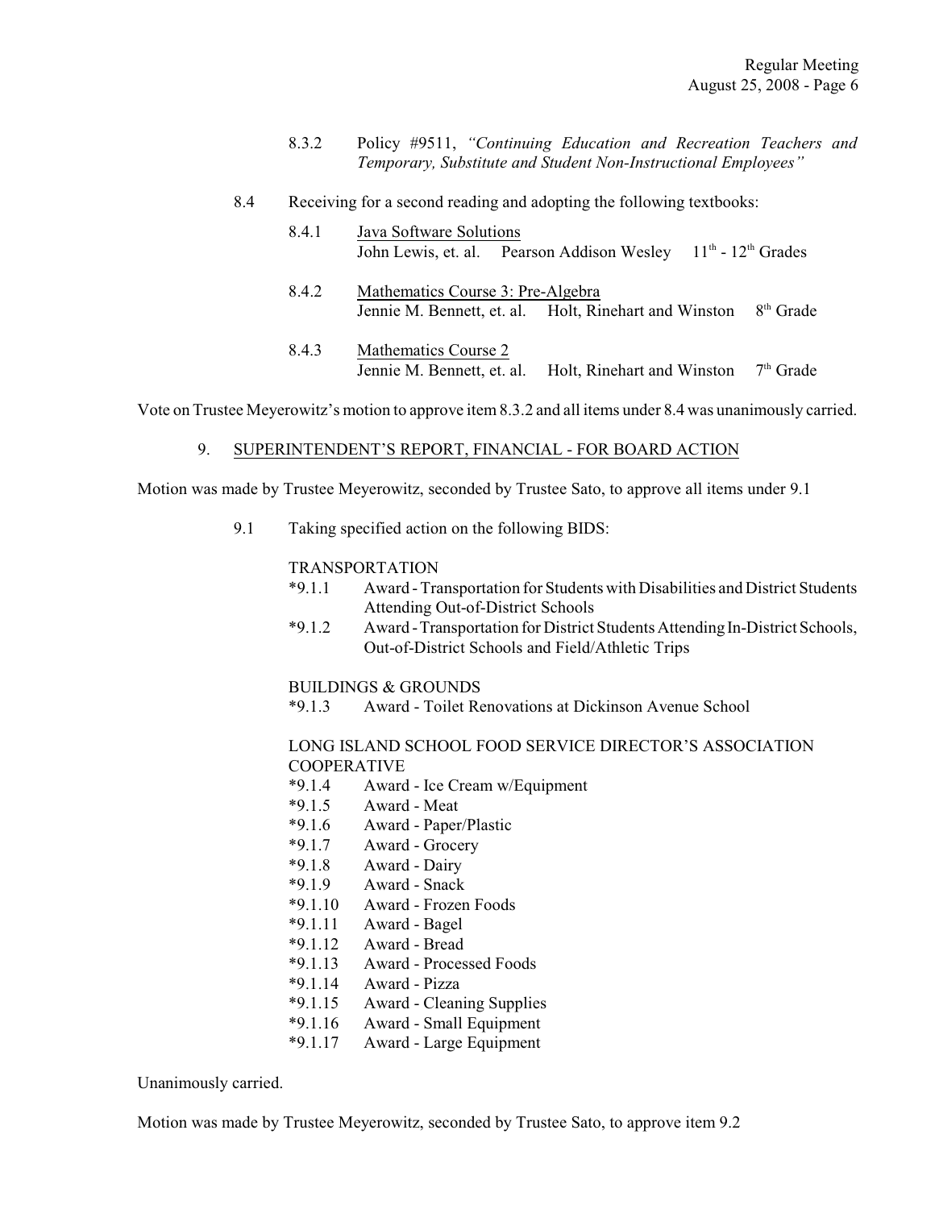8.3.2 Policy #9511, *"Continuing Education and Recreation Teachers and Temporary, Substitute and Student Non-Instructional Employees"*

8.4 Receiving for a second reading and adopting the following textbooks:

8.4.1 Java Software Solutions
John Lewis, et. al. Pearson Addison Wesley 11th - 12th Grades

8.4.2 Mathematics Course 3: Pre-Algebra
Jennie M. Bennett, et. al. Holt, Rinehart and Winston 8th Grade

8.4.3 Mathematics Course 2
Jennie M. Bennett, et. al. Holt, Rinehart and Winston 7th Grade

Vote on Trustee Meyerowitz's motion to approve item 8.3.2 and all items under 8.4 was unanimously carried.

## 9. SUPERINTENDENT'S REPORT, FINANCIAL - FOR BOARD ACTION

Motion was made by Trustee Meyerowitz, seconded by Trustee Sato, to approve all items under 9.1

9.1 Taking specified action on the following BIDS:

TRANSPORTATION

*9.1.1 Award - Transportation for Students with Disabilities and District Students Attending Out-of-District Schools
*9.1.2 Award - Transportation for District Students Attending In-District Schools, Out-of-District Schools and Field/Athletic Trips

BUILDINGS & GROUNDS

*9.1.3 Award - Toilet Renovations at Dickinson Avenue School

LONG ISLAND SCHOOL FOOD SERVICE DIRECTOR'S ASSOCIATION COOPERATIVE

*9.1.4 Award - Ice Cream w/Equipment
*9.1.5 Award - Meat
*9.1.6 Award - Paper/Plastic
*9.1.7 Award - Grocery
*9.1.8 Award - Dairy
*9.1.9 Award - Snack
*9.1.10 Award - Frozen Foods
*9.1.11 Award - Bagel
*9.1.12 Award - Bread
*9.1.13 Award - Processed Foods
*9.1.14 Award - Pizza
*9.1.15 Award - Cleaning Supplies
*9.1.16 Award - Small Equipment
*9.1.17 Award - Large Equipment

Unanimously carried.

Motion was made by Trustee Meyerowitz, seconded by Trustee Sato, to approve item 9.2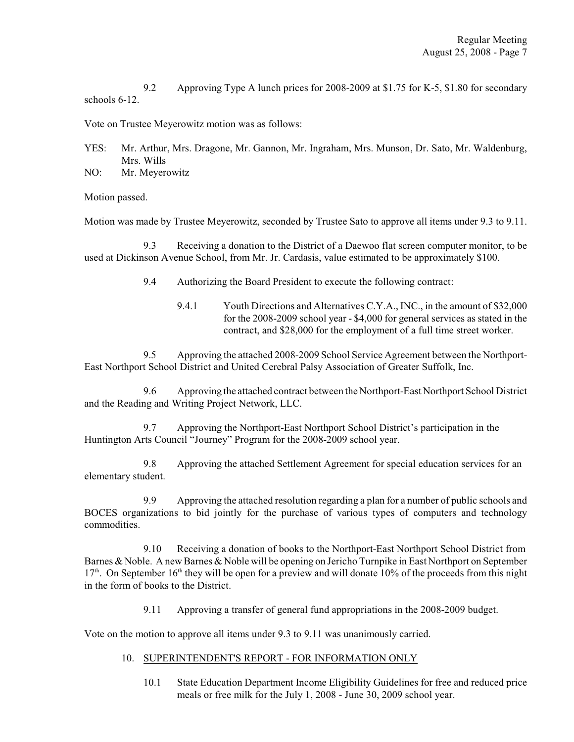9.2 Approving Type A lunch prices for 2008-2009 at $1.75 for K-5, $1.80 for secondary schools 6-12.

Vote on Trustee Meyerowitz motion was as follows:

YES: Mr. Arthur, Mrs. Dragone, Mr. Gannon, Mr. Ingraham, Mrs. Munson, Dr. Sato, Mr. Waldenburg, Mrs. Wills
NO: Mr. Meyerowitz

Motion passed.

Motion was made by Trustee Meyerowitz, seconded by Trustee Sato to approve all items under 9.3 to 9.11.

9.3 Receiving a donation to the District of a Daewoo flat screen computer monitor, to be used at Dickinson Avenue School, from Mr. Jr. Cardasis, value estimated to be approximately $100.

9.4 Authorizing the Board President to execute the following contract:

9.4.1 Youth Directions and Alternatives C.Y.A., INC., in the amount of $32,000 for the 2008-2009 school year - $4,000 for general services as stated in the contract, and $28,000 for the employment of a full time street worker.

9.5 Approving the attached 2008-2009 School Service Agreement between the Northport-East Northport School District and United Cerebral Palsy Association of Greater Suffolk, Inc.

9.6 Approving the attached contract between the Northport-East Northport School District and the Reading and Writing Project Network, LLC.

9.7 Approving the Northport-East Northport School District's participation in the Huntington Arts Council "Journey" Program for the 2008-2009 school year.

9.8 Approving the attached Settlement Agreement for special education services for an elementary student.

9.9 Approving the attached resolution regarding a plan for a number of public schools and BOCES organizations to bid jointly for the purchase of various types of computers and technology commodities.

9.10 Receiving a donation of books to the Northport-East Northport School District from Barnes & Noble. A new Barnes & Noble will be opening on Jericho Turnpike in East Northport on September 17th. On September 16th they will be open for a preview and will donate 10% of the proceeds from this night in the form of books to the District.

9.11 Approving a transfer of general fund appropriations in the 2008-2009 budget.

Vote on the motion to approve all items under 9.3 to 9.11 was unanimously carried.

10. SUPERINTENDENT'S REPORT - FOR INFORMATION ONLY

10.1 State Education Department Income Eligibility Guidelines for free and reduced price meals or free milk for the July 1, 2008 - June 30, 2009 school year.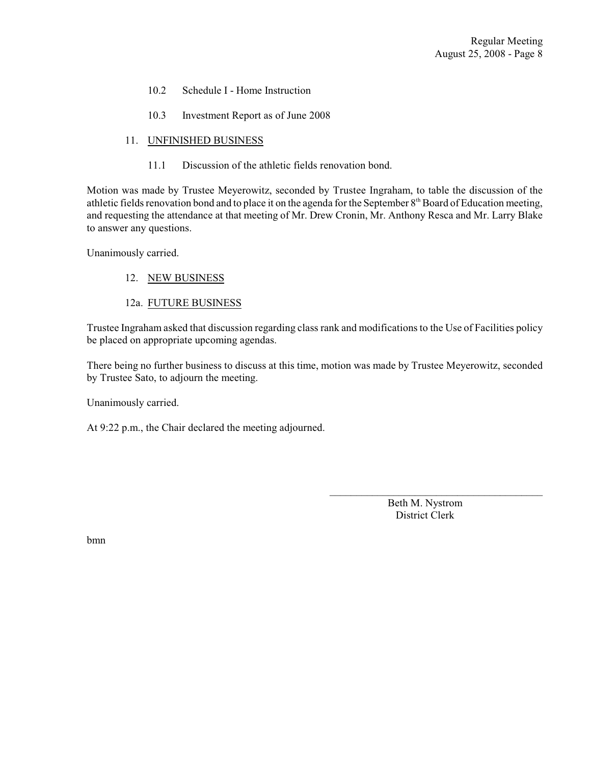10.2 Schedule I - Home Instruction

10.3 Investment Report as of June 2008

11. UNFINISHED BUSINESS

11.1 Discussion of the athletic fields renovation bond.

Motion was made by Trustee Meyerowitz, seconded by Trustee Ingraham, to table the discussion of the athletic fields renovation bond and to place it on the agenda for the September 8th Board of Education meeting, and requesting the attendance at that meeting of Mr. Drew Cronin, Mr. Anthony Resca and Mr. Larry Blake to answer any questions.

Unanimously carried.

12. NEW BUSINESS

12a. FUTURE BUSINESS

Trustee Ingraham asked that discussion regarding class rank and modifications to the Use of Facilities policy be placed on appropriate upcoming agendas.

There being no further business to discuss at this time, motion was made by Trustee Meyerowitz, seconded by Trustee Sato, to adjourn the meeting.

Unanimously carried.

At 9:22 p.m., the Chair declared the meeting adjourned.

\_\_\_\_\_\_\_\_\_\_\_\_\_\_\_\_\_\_\_\_\_\_\_\_\_\_\_\_\_\_\_\_\_\_\_\_\_\_\_\_

Beth M. Nystrom
District Clerk

bmn